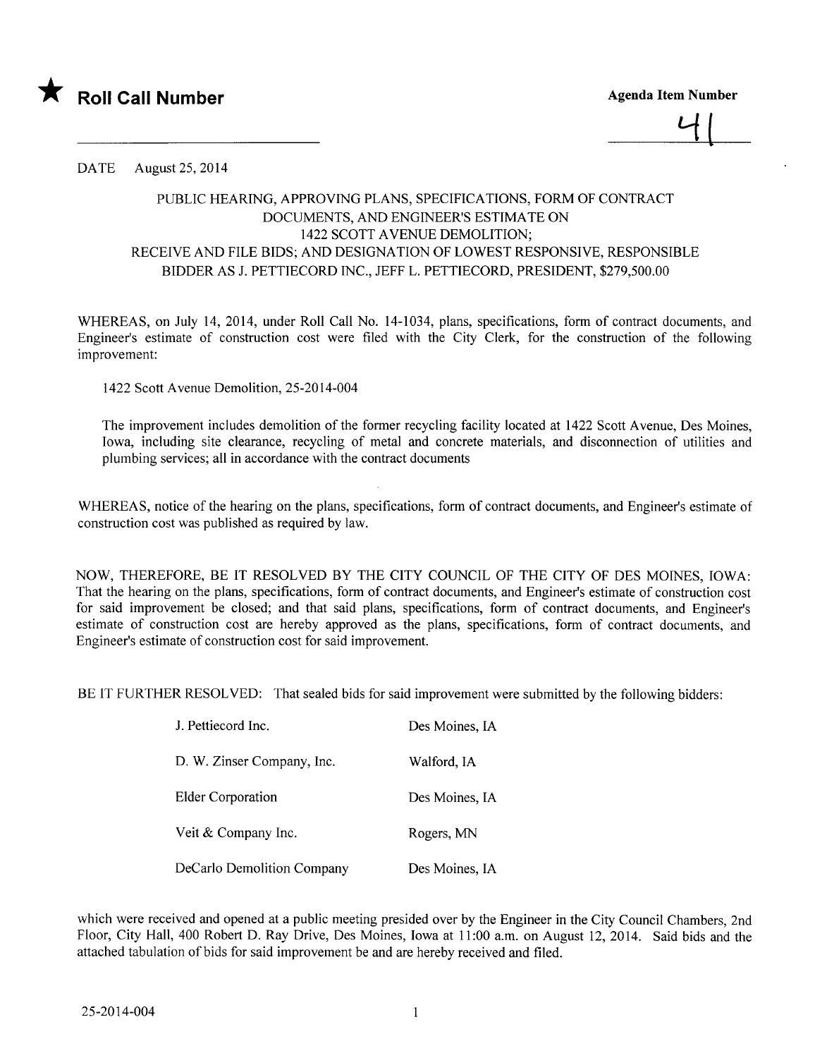★ **Roll Call Number**

**Agenda Item Number**

41

DATE August 25, 2014

PUBLIC HEARING, APPROVING PLANS, SPECIFICATIONS, FORM OF CONTRACT DOCUMENTS, AND ENGINEER'S ESTIMATE ON 1422 SCOTT AVENUE DEMOLITION; RECEIVE AND FILE BIDS; AND DESIGNATION OF LOWEST RESPONSIVE, RESPONSIBLE BIDDER AS J. PETTIECORD INC., JEFF L. PETTIECORD, PRESIDENT, $279,500.00

WHEREAS, on July 14, 2014, under Roll Call No. 14-1034, plans, specifications, form of contract documents, and Engineer's estimate of construction cost were filed with the City Clerk, for the construction of the following improvement:

1422 Scott Avenue Demolition, 25-2014-004

The improvement includes demolition of the former recycling facility located at 1422 Scott Avenue, Des Moines, Iowa, including site clearance, recycling of metal and concrete materials, and disconnection of utilities and plumbing services; all in accordance with the contract documents

WHEREAS, notice of the hearing on the plans, specifications, form of contract documents, and Engineer's estimate of construction cost was published as required by law.

NOW, THEREFORE, BE IT RESOLVED BY THE CITY COUNCIL OF THE CITY OF DES MOINES, IOWA: That the hearing on the plans, specifications, form of contract documents, and Engineer's estimate of construction cost for said improvement be closed; and that said plans, specifications, form of contract documents, and Engineer's estimate of construction cost are hereby approved as the plans, specifications, form of contract documents, and Engineer's estimate of construction cost for said improvement.

BE IT FURTHER RESOLVED: That sealed bids for said improvement were submitted by the following bidders:

| | |
|---|---|
| J. Pettiecord Inc. | Des Moines, IA |
| D. W. Zinser Company, Inc. | Walford, IA |
| Elder Corporation | Des Moines, IA |
| Veit & Company Inc. | Rogers, MN |
| DeCarlo Demolition Company | Des Moines, IA |

which were received and opened at a public meeting presided over by the Engineer in the City Council Chambers, 2nd Floor, City Hall, 400 Robert D. Ray Drive, Des Moines, Iowa at 11:00 a.m. on August 12, 2014. Said bids and the attached tabulation of bids for said improvement be and are hereby received and filed.

25-2014-004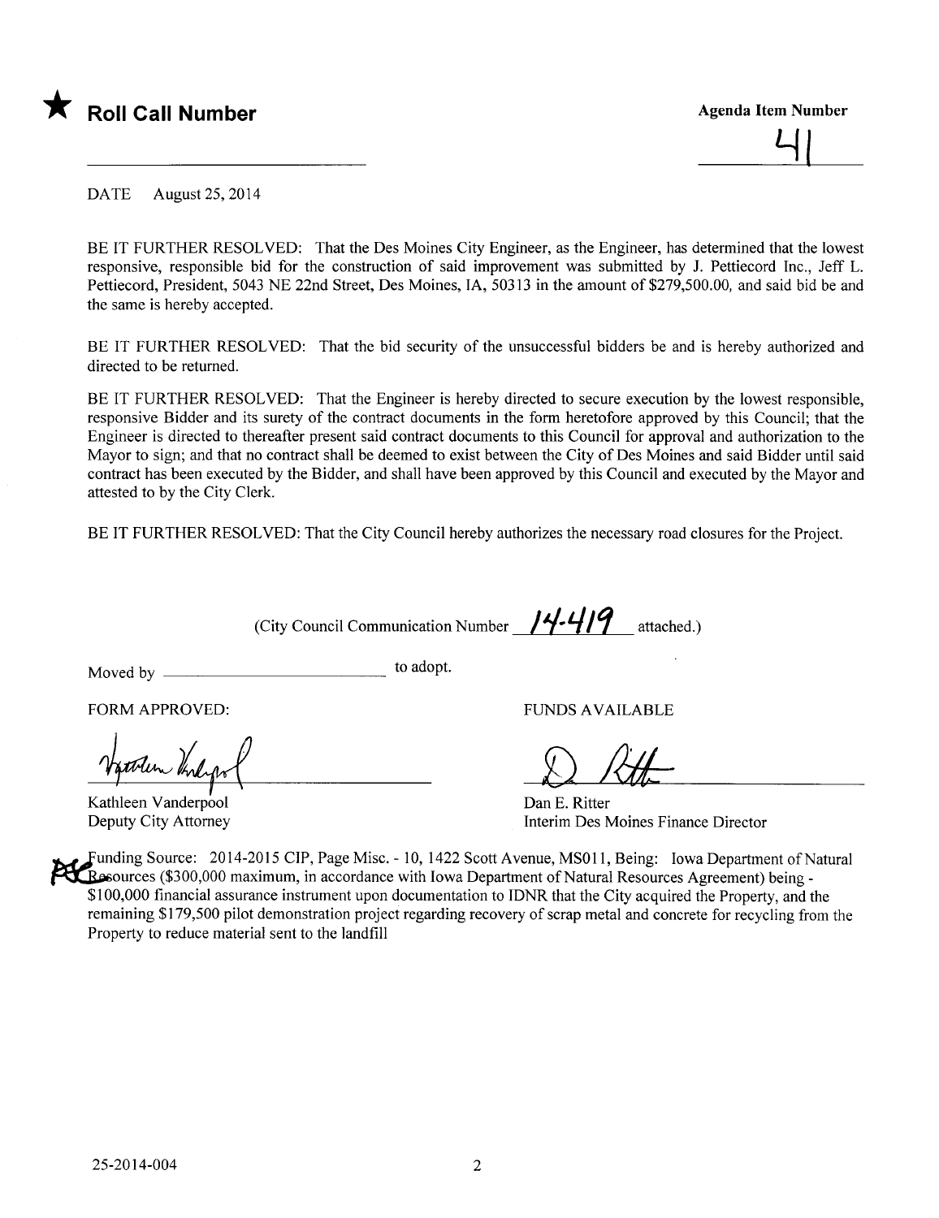★ **Roll Call Number**

**Agenda Item Number**

41

DATE August 25, 2014

BE IT FURTHER RESOLVED: That the Des Moines City Engineer, as the Engineer, has determined that the lowest responsive, responsible bid for the construction of said improvement was submitted by J. Pettiecord Inc., Jeff L. Pettiecord, President, 5043 NE 22nd Street, Des Moines, IA, 50313 in the amount of $279,500.00, and said bid be and the same is hereby accepted.

BE IT FURTHER RESOLVED: That the bid security of the unsuccessful bidders be and is hereby authorized and directed to be returned.

BE IT FURTHER RESOLVED: That the Engineer is hereby directed to secure execution by the lowest responsible, responsive Bidder and its surety of the contract documents in the form heretofore approved by this Council; that the Engineer is directed to thereafter present said contract documents to this Council for approval and authorization to the Mayor to sign; and that no contract shall be deemed to exist between the City of Des Moines and said Bidder until said contract has been executed by the Bidder, and shall have been approved by this Council and executed by the Mayor and attested to by the City Clerk.

BE IT FURTHER RESOLVED: That the City Council hereby authorizes the necessary road closures for the Project.

(City Council Communication Number 14-419 attached.)

Moved by ______________________ to adopt.

FORM APPROVED:

Kathleen Vanderpool
Deputy City Attorney

FUNDS AVAILABLE

Dan E. Ritter
Interim Des Moines Finance Director

Funding Source: 2014-2015 CIP, Page Misc. - 10, 1422 Scott Avenue, MS011, Being: Iowa Department of Natural Resources ($300,000 maximum, in accordance with Iowa Department of Natural Resources Agreement) being - $100,000 financial assurance instrument upon documentation to IDNR that the City acquired the Property, and the remaining $179,500 pilot demonstration project regarding recovery of scrap metal and concrete for recycling from the Property to reduce material sent to the landfill

25-2014-004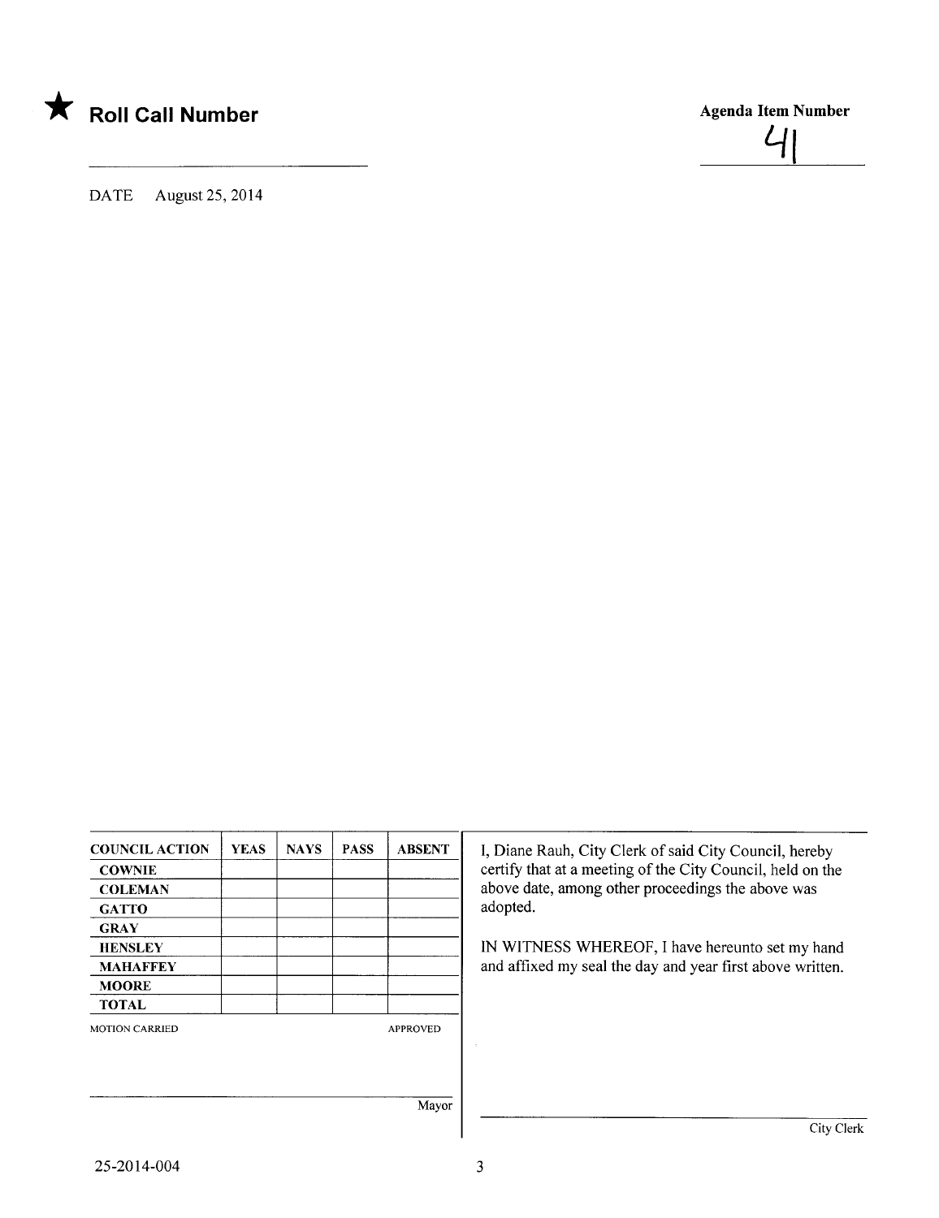★ **Roll Call Number**

**Agenda Item Number**

41

DATE August 25, 2014

| COUNCIL ACTION | YEAS | NAYS | PASS | ABSENT |
| --- | --- | --- | --- | --- |
| COWNIE | | | | |
| COLEMAN | | | | |
| GATTO | | | | |
| GRAY | | | | |
| HENSLEY | | | | |
| MAHAFFEY | | | | |
| MOORE | | | | |
| TOTAL | | | | |

MOTION CARRIED APPROVED

Mayor

I, Diane Rauh, City Clerk of said City Council, hereby certify that at a meeting of the City Council, held on the above date, among other proceedings the above was adopted.

IN WITNESS WHEREOF, I have hereunto set my hand and affixed my seal the day and year first above written.

City Clerk

25-2014-004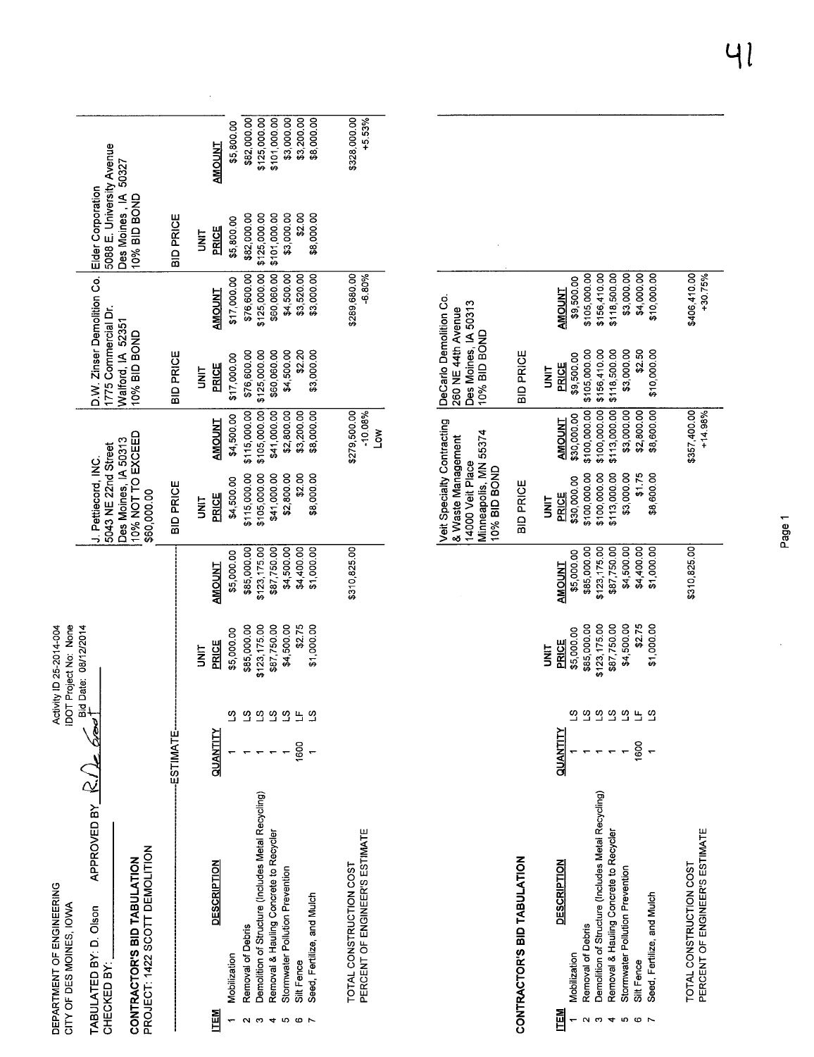DEPARTMENT OF ENGINEERING
CITY OF DES MOINES, IOWA

Activity ID 26-2014-004
IDOT Project No: None
Bid Date: 08/12/2014

TABULATED BY: D. Olson
CHECKED BY:
APPROVED BY: R. De Groot

## CONTRACTOR'S BID TABULATION

PROJECT: 1422 SCOTT DEMOLITION

| | | | | ESTIMATE | | J. Pettiecord, INC. 5043 NE 22nd Street Des Moines, IA 50313 10% NOT TO EXCEED $60,000.00 | | D.W. Zinser Demolition Co. 1775 Commercial Dr. Walford, IA 52351 10% BID BOND | | Elder Corporation 5088 E. University Avenue Des Moines , IA 50327 10% BID BOND | |
|---|---|---|---|---|---|---|---|---|---|---|---|
| | | | | | | BID PRICE | | BID PRICE | | BID PRICE | |
| ITEM | DESCRIPTION | QUANTITY | | UNIT PRICE | AMOUNT | UNIT PRICE | AMOUNT | UNIT PRICE | AMOUNT | UNIT PRICE | AMOUNT |
| 1 | Mobilization | 1 | LS | $5,000.00 | $5,000.00 | $4,500.00 | $4,500.00 | $17,000.00 | $17,000.00 | $5,800.00 | $5,800.00 |
| 2 | Removal of Debris | 1 | LS | $85,000.00 | $85,000.00 | $115,000.00 | $115,000.00 | $76,600.00 | $76,600.00 | $82,000.00 | $82,000.00 |
| 3 | Demolition of Structure (Includes Metal Recycling) | 1 | LS | $123,175.00 | $123,175.00 | $105,000.00 | $105,000.00 | $125,000.00 | $125,000.00 | $125,000.00 | $125,000.00 |
| 4 | Removal & Hauling Concrete to Recycler | 1 | LS | $87,750.00 | $87,750.00 | $41,000.00 | $41,000.00 | $60,060.00 | $60,060.00 | $101,000.00 | $101,000.00 |
| 5 | Stormwater Pollution Prevention | 1 | LS | $4,500.00 | $4,500.00 | $2,800.00 | $2,800.00 | $4,500.00 | $4,500.00 | $3,000.00 | $3,000.00 |
| 6 | Silt Fence | 1600 | LF | $2.75 | $4,400.00 | $2.00 | $3,200.00 | $2.20 | $3,520.00 | $2.00 | $3,200.00 |
| 7 | Seed, Fertilize, and Mulch | 1 | LS | $1,000.00 | $1,000.00 | $8,000.00 | $8,000.00 | $3,000.00 | $3,000.00 | $8,000.00 | $8,000.00 |
| | TOTAL CONSTRUCTION COST | | | | $310,825.00 | | $279,500.00 | | $289,680.00 | | $328,000.00 |
| | PERCENT OF ENGINEER'S ESTIMATE | | | | | | -10.08% Low | | -6.80% | | +5.53% |

## CONTRACTOR'S BID TABULATION

| | | | | | | Veit Specialty Contracting & Waste Management 14000 Veit Place Minneapolis, MN 55374 10% BID BOND | | DeCarlo Demolition Co. 260 NE 44th Avenue Des Moines, IA 50313 10% BID BOND | |
|---|---|---|---|---|---|---|---|---|---|
| | | | | | | BID PRICE | | BID PRICE | |
| ITEM | DESCRIPTION | QUANTITY | | UNIT PRICE | AMOUNT | UNIT PRICE | AMOUNT | UNIT PRICE | AMOUNT |
| 1 | Mobilization | 1 | LS | $5,000.00 | $5,000.00 | $30,000.00 | $30,000.00 | $9,500.00 | $9,500.00 |
| 2 | Removal of Debris | 1 | LS | $85,000.00 | $85,000.00 | $100,000.00 | $100,000.00 | $105,000.00 | $105,000.00 |
| 3 | Demolition of Structure (Includes Metal Recycling) | 1 | LS | $123,175.00 | $123,175.00 | $100,000.00 | $100,000.00 | $156,410.00 | $156,410.00 |
| 4 | Removal & Hauling Concrete to Recycler | 1 | LS | $87,750.00 | $87,750.00 | $113,000.00 | $113,000.00 | $118,500.00 | $118,500.00 |
| 5 | Stormwater Pollution Prevention | 1 | LS | $4,500.00 | $4,500.00 | $3,000.00 | $3,000.00 | $3,000.00 | $3,000.00 |
| 6 | Silt Fence | 1600 | LF | $2.75 | $4,400.00 | $1.75 | $2,800.00 | $2.50 | $4,000.00 |
| 7 | Seed, Fertilize, and Mulch | 1 | LS | $1,000.00 | $1,000.00 | $8,600.00 | $8,600.00 | $10,000.00 | $10,000.00 |
| | TOTAL CONSTRUCTION COST | | | | $310,825.00 | | $357,400.00 | | $406,410.00 |
| | PERCENT OF ENGINEER'S ESTIMATE | | | | | | +14.98% | | +30.75% |